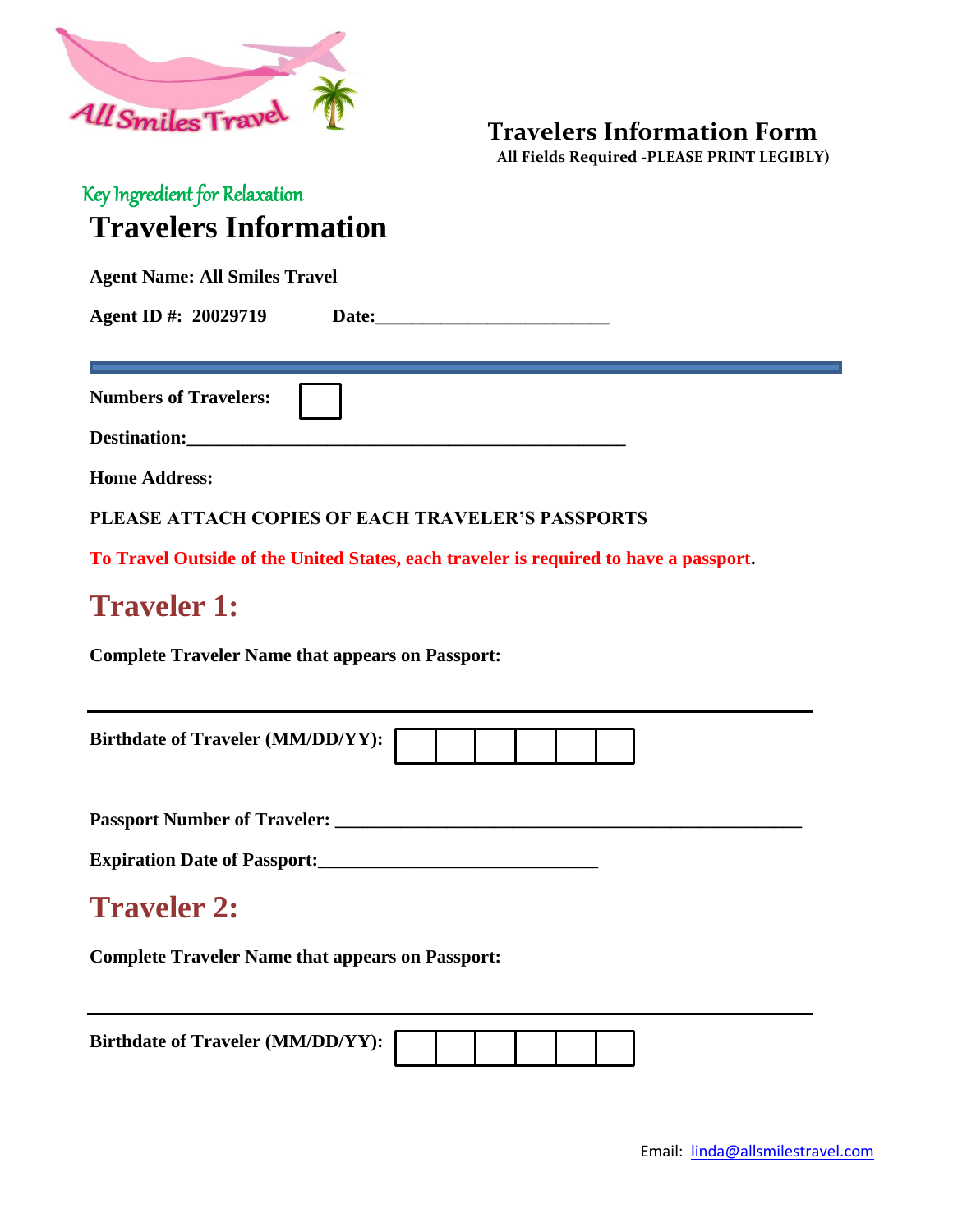All Smiles Travel

# Travelers Information Form

**All Fields Required -PLEASE PRINT LEGIBLY)**

*Key Ingredient for Relaxation*

## Travelers Information

**Agent Name: All Smiles Travel**

**Agent ID #: 20029719** **Date:_________________________**

---

**Numbers of Travelers:** [ ]

**Destination:_________________________________________________**

**Home Address:**

**PLEASE ATTACH COPIES OF EACH TRAVELER'S PASSPORTS**

**To Travel Outside of the United States, each traveler is required to have a passport.**

## Traveler 1:

**Complete Traveler Name that appears on Passport:**

______________________________________________________________________

**Birthdate of Traveler (MM/DD/YY):** [ | | | | | ]

**Passport Number of Traveler: ___________________________________________________**

**Expiration Date of Passport:______________________________**

## Traveler 2:

**Complete Traveler Name that appears on Passport:**

______________________________________________________________________

**Birthdate of Traveler (MM/DD/YY):** [ | | | | | ]

Email: linda@allsmilestravel.com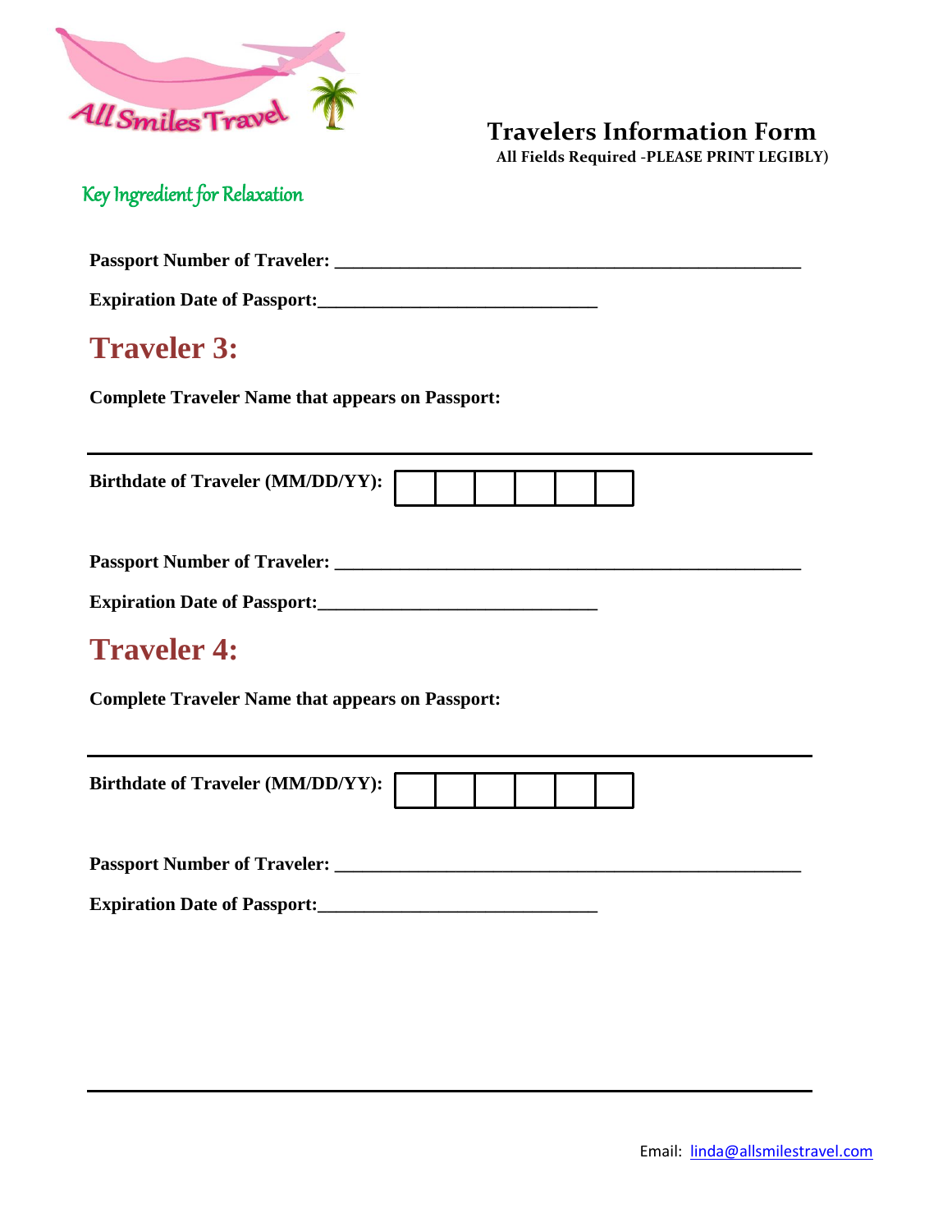**Travelers Information Form**

**All Fields Required -PLEASE PRINT LEGIBLY)**

Key Ingredient for Relaxation

**Passport Number of Traveler:** ____________________________________________________

**Expiration Date of Passport:**______________________________

## Traveler 3:

**Complete Traveler Name that appears on Passport:**

---

**Birthdate of Traveler (MM/DD/YY):**

|  |  |  |  |  |  |
|---|---|---|---|---|---|
|  |  |  |  |  |  |

**Passport Number of Traveler:** ____________________________________________________

**Expiration Date of Passport:**______________________________

## Traveler 4:

**Complete Traveler Name that appears on Passport:**

---

**Birthdate of Traveler (MM/DD/YY):**

|  |  |  |  |  |  |
|---|---|---|---|---|---|
|  |  |  |  |  |  |

**Passport Number of Traveler:** ____________________________________________________

**Expiration Date of Passport:**______________________________

---

Email: linda@allsmilestravel.com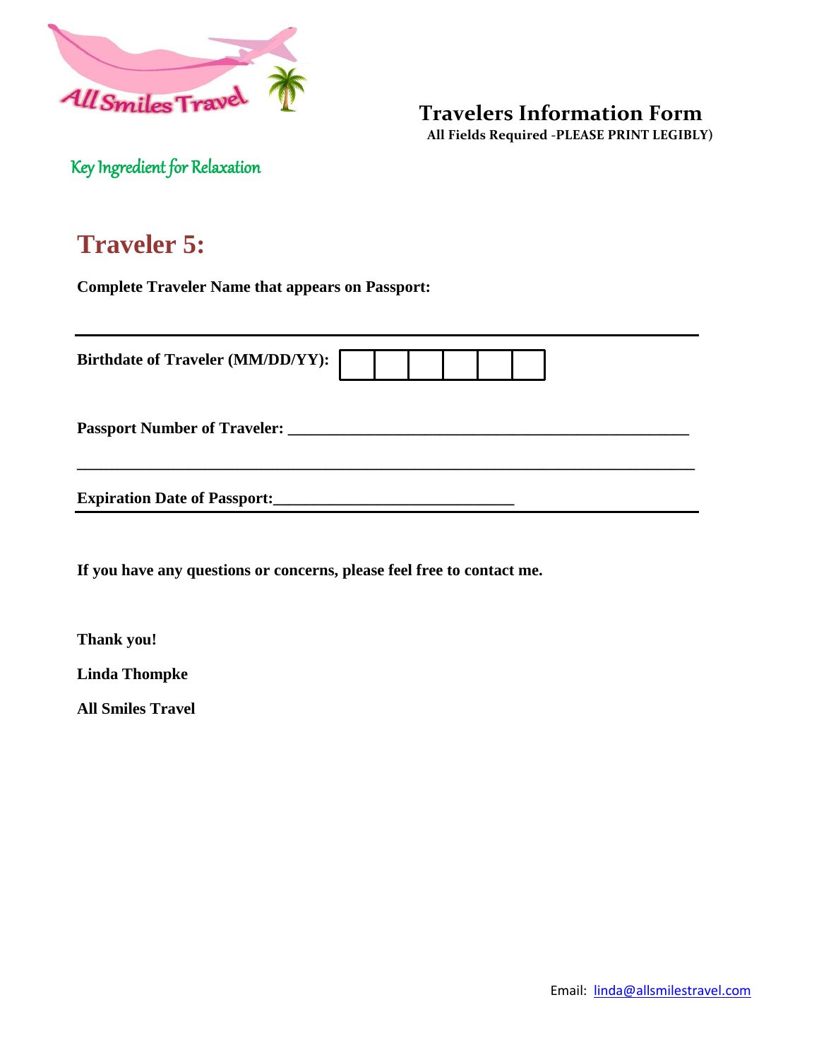All Smiles Travel

# Travelers Information Form

**All Fields Required -PLEASE PRINT LEGIBLY)**

Key Ingredient for Relaxation

## Traveler 5:

**Complete Traveler Name that appears on Passport:**

---

**Birthdate of Traveler (MM/DD/YY):** | | | | | | |

**Passport Number of Traveler:** ____________________________________________________

________________________________________________________________________________

**Expiration Date of Passport:**_______________________________

---

**If you have any questions or concerns, please feel free to contact me.**

**Thank you!**

**Linda Thompke**

**All Smiles Travel**

Email: linda@allsmilestravel.com